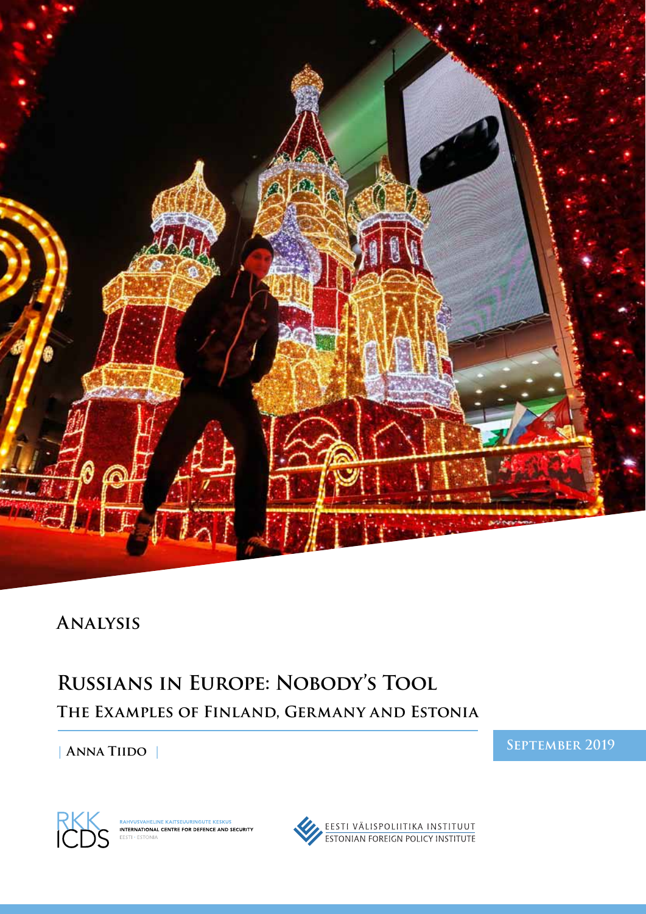**Analysis**

# Russians in Europe: Nobody's Tool

## The Examples of Finland, Germany and Estonia

| Anna Tiido |

September 2019

RAHVUSVAHELINE KAITSEUURINGUTE KESKUS
INTERNATIONAL CENTRE FOR DEFENCE AND SECURITY
EESTI · ESTONIA

EESTI VÄLISPOLIITIKA INSTITUUT
ESTONIAN FOREIGN POLICY INSTITUTE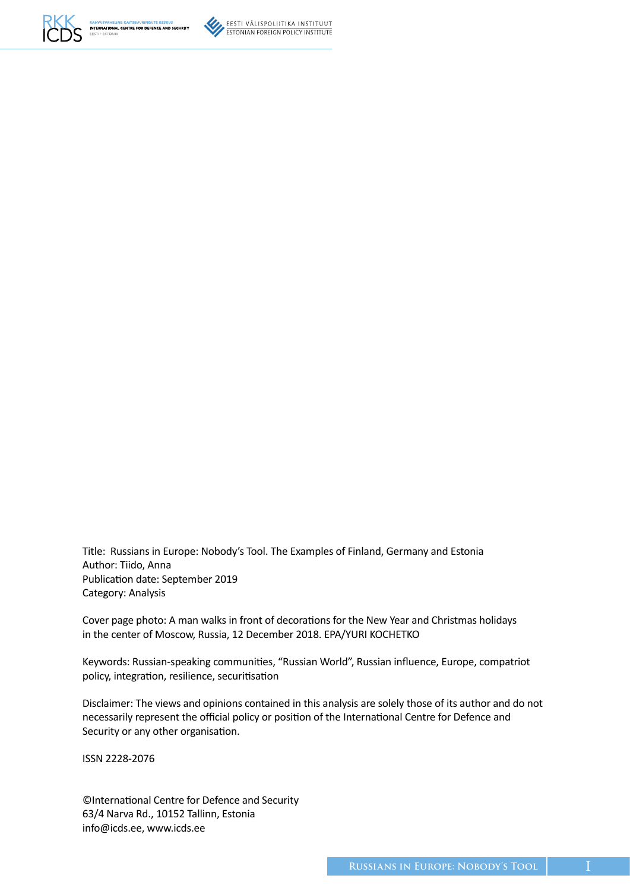Title: Russians in Europe: Nobody's Tool. The Examples of Finland, Germany and Estonia
Author: Tiido, Anna
Publication date: September 2019
Category: Analysis

Cover page photo: A man walks in front of decorations for the New Year and Christmas holidays in the center of Moscow, Russia, 12 December 2018. EPA/YURI KOCHETKO

Keywords: Russian-speaking communities, "Russian World", Russian influence, Europe, compatriot policy, integration, resilience, securitisation

Disclaimer: The views and opinions contained in this analysis are solely those of its author and do not necessarily represent the official policy or position of the International Centre for Defence and Security or any other organisation.

ISSN 2228-2076

©International Centre for Defence and Security
63/4 Narva Rd., 10152 Tallinn, Estonia
info@icds.ee, www.icds.ee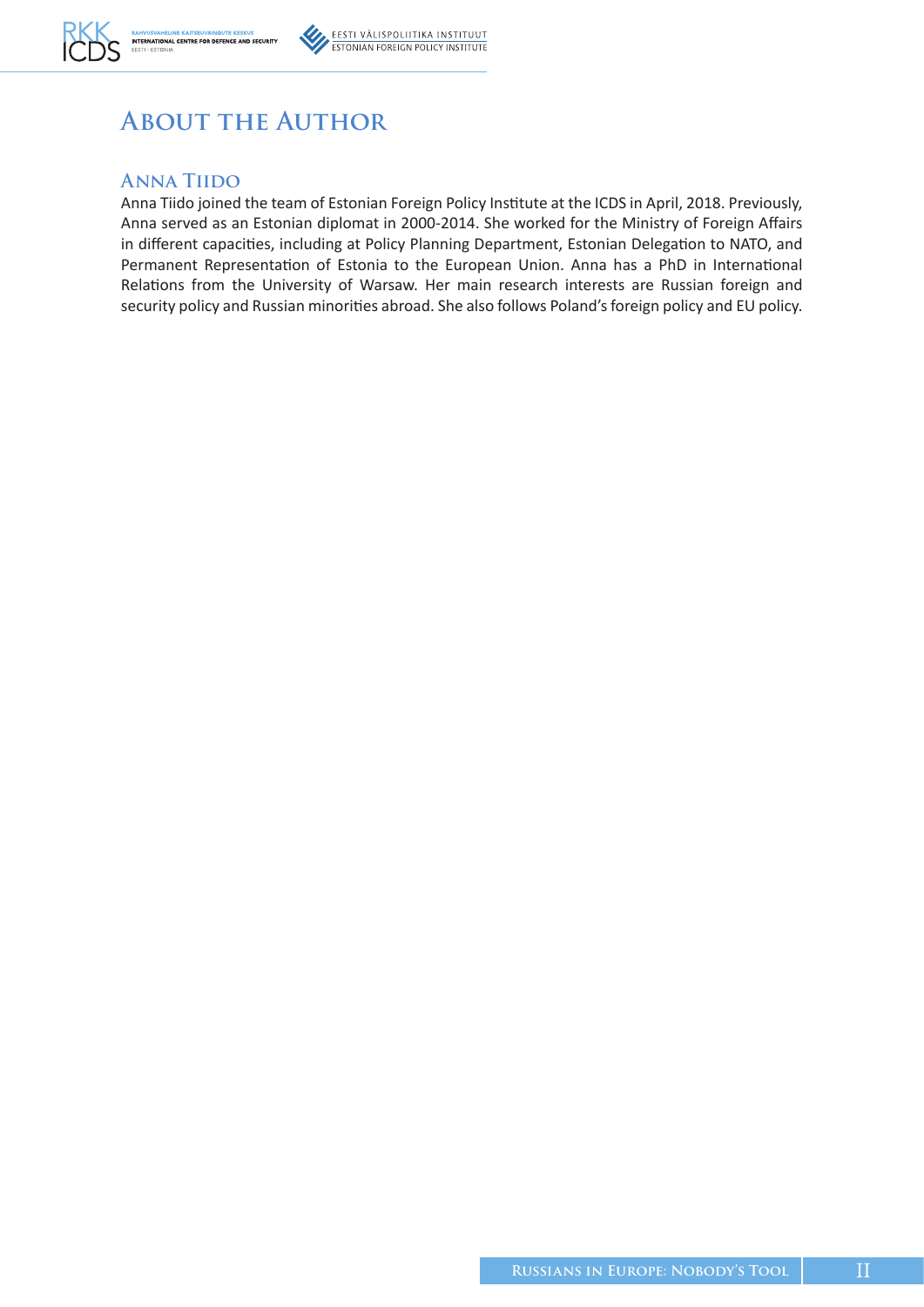# About the Author

## Anna Tiido

Anna Tiido joined the team of Estonian Foreign Policy Institute at the ICDS in April, 2018. Previously, Anna served as an Estonian diplomat in 2000-2014. She worked for the Ministry of Foreign Affairs in different capacities, including at Policy Planning Department, Estonian Delegation to NATO, and Permanent Representation of Estonia to the European Union. Anna has a PhD in International Relations from the University of Warsaw. Her main research interests are Russian foreign and security policy and Russian minorities abroad. She also follows Poland's foreign policy and EU policy.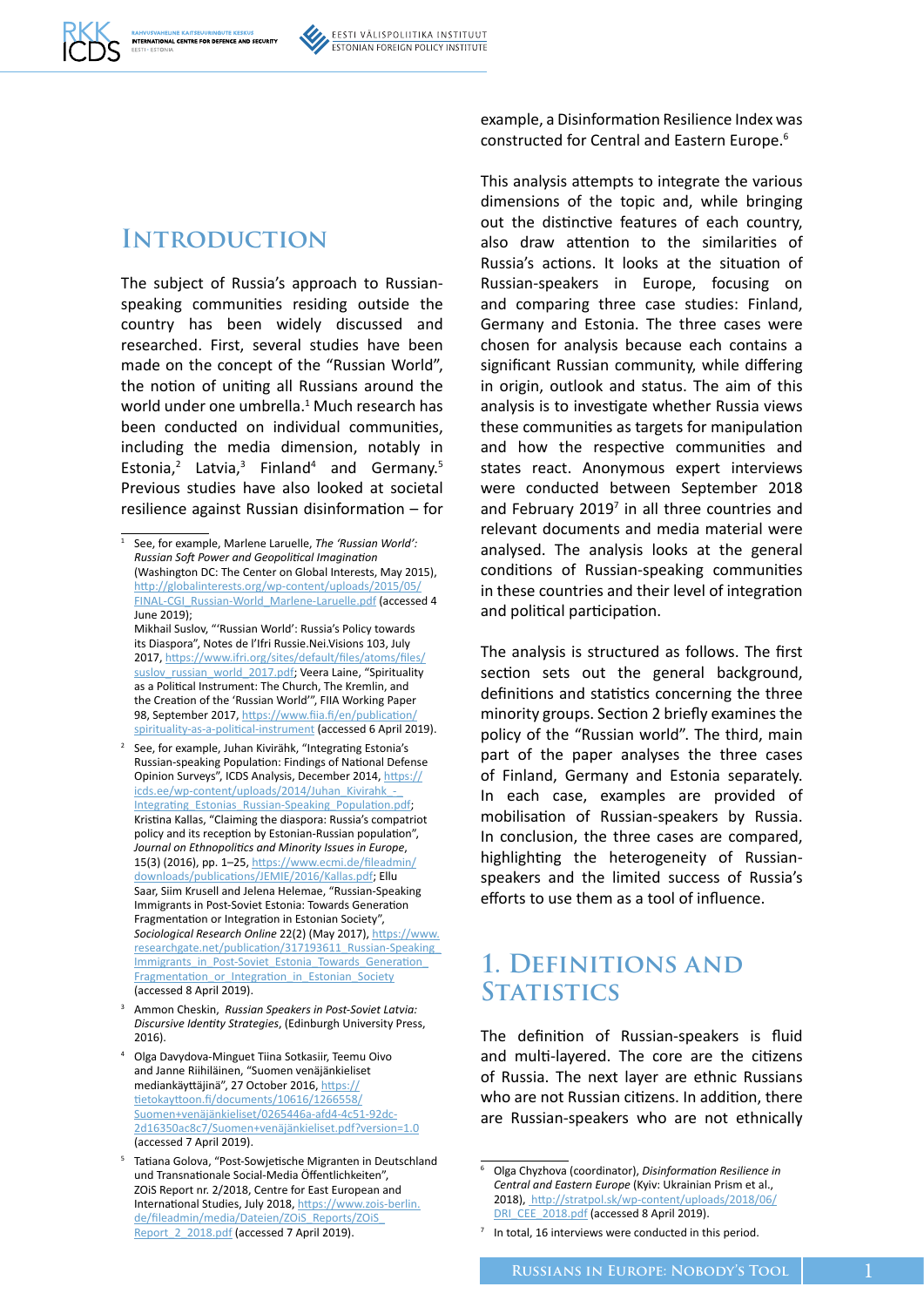## Introduction

The subject of Russia's approach to Russian-speaking communities residing outside the country has been widely discussed and researched. First, several studies have been made on the concept of the "Russian World", the notion of uniting all Russians around the world under one umbrella.[1] Much research has been conducted on individual communities, including the media dimension, notably in Estonia,[2] Latvia,[3] Finland[4] and Germany.[5] Previous studies have also looked at societal resilience against Russian disinformation – for example, a Disinformation Resilience Index was constructed for Central and Eastern Europe.[6]

This analysis attempts to integrate the various dimensions of the topic and, while bringing out the distinctive features of each country, also draw attention to the similarities of Russia's actions. It looks at the situation of Russian-speakers in Europe, focusing on and comparing three case studies: Finland, Germany and Estonia. The three cases were chosen for analysis because each contains a significant Russian community, while differing in origin, outlook and status. The aim of this analysis is to investigate whether Russia views these communities as targets for manipulation and how the respective communities and states react. Anonymous expert interviews were conducted between September 2018 and February 2019[7] in all three countries and relevant documents and media material were analysed. The analysis looks at the general conditions of Russian-speaking communities in these countries and their level of integration and political participation.

The analysis is structured as follows. The first section sets out the general background, definitions and statistics concerning the three minority groups. Section 2 briefly examines the policy of the "Russian world". The third, main part of the paper analyses the three cases of Finland, Germany and Estonia separately. In each case, examples are provided of mobilisation of Russian-speakers by Russia. In conclusion, the three cases are compared, highlighting the heterogeneity of Russian-speakers and the limited success of Russia's efforts to use them as a tool of influence.

## 1. Definitions and Statistics

The definition of Russian-speakers is fluid and multi-layered. The core are the citizens of Russia. The next layer are ethnic Russians who are not Russian citizens. In addition, there are Russian-speakers who are not ethnically

---

[1] See, for example, Marlene Laruelle, *The 'Russian World': Russian Soft Power and Geopolitical Imagination* (Washington DC: The Center on Global Interests, May 2015), http://globalinterests.org/wp-content/uploads/2015/05/FINAL-CGI_Russian-World_Marlene-Laruelle.pdf (accessed 4 June 2019);
Mikhail Suslov, "'Russian World': Russia's Policy towards its Diaspora", Notes de l'Ifri Russie.Nei.Visions 103, July 2017, https://www.ifri.org/sites/default/files/atoms/files/suslov_russian_world_2017.pdf; Veera Laine, "Spirituality as a Political Instrument: The Church, The Kremlin, and the Creation of the 'Russian World'", FIIA Working Paper 98, September 2017, https://www.fiia.fi/en/publication/spirituality-as-a-political-instrument (accessed 6 April 2019).

[2] See, for example, Juhan Kivirähk, "Integrating Estonia's Russian-speaking Population: Findings of National Defense Opinion Surveys", ICDS Analysis, December 2014, https://icds.ee/wp-content/uploads/2014/Juhan_Kivirahk_-_Integrating_Estonias_Russian-Speaking_Population.pdf; Kristina Kallas, "Claiming the diaspora: Russia's compatriot policy and its reception by Estonian-Russian population", *Journal on Ethnopolitics and Minority Issues in Europe*, 15(3) (2016), pp. 1–25, https://www.ecmi.de/fileadmin/downloads/publications/JEMIE/2016/Kallas.pdf; Ellu Saar, Siim Krusell and Jelena Helemae, "Russian-Speaking Immigrants in Post-Soviet Estonia: Towards Generation Fragmentation or Integration in Estonian Society", *Sociological Research Online* 22(2) (May 2017), https://www.researchgate.net/publication/317193611_Russian-Speaking_Immigrants_in_Post-Soviet_Estonia_Towards_Generation_Fragmentation_or_Integration_in_Estonian_Society (accessed 8 April 2019).

[3] Ammon Cheskin, *Russian Speakers in Post-Soviet Latvia: Discursive Identity Strategies*, (Edinburgh University Press, 2016).

[4] Olga Davydova-Minguet Tiina Sotkasiir, Teemu Oivo and Janne Riihiläinen, "Suomen venäjänkieliset mediankäyttäjinä", 27 October 2016, https://tietokayttoon.fi/documents/10616/1266558/Suomen+venäjänkieliset/0265446a-afd4-4c51-92dc-2d16350ac8c7/Suomen+venäjänkieliset.pdf?version=1.0 (accessed 7 April 2019).

[5] Tatiana Golova, "Post-Sowjetische Migranten in Deutschland und Transnationale Social-Media Öffentlichkeiten", ZOiS Report nr. 2/2018, Centre for East European and International Studies, July 2018, https://www.zois-berlin.de/fileadmin/media/Dateien/ZOiS_Reports/ZOiS_Report_2_2018.pdf (accessed 7 April 2019).

[6] Olga Chyzhova (coordinator), *Disinformation Resilience in Central and Eastern Europe* (Kyiv: Ukrainian Prism et al., 2018), http://stratpol.sk/wp-content/uploads/2018/06/DRI_CEE_2018.pdf (accessed 8 April 2019).

[7] In total, 16 interviews were conducted in this period.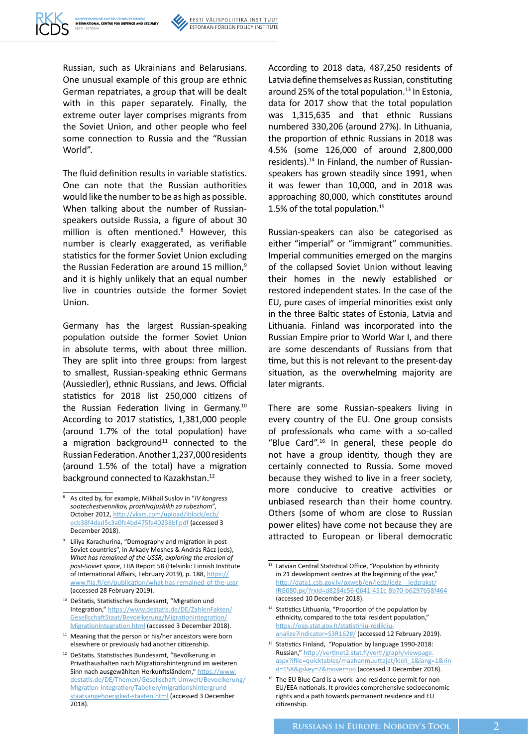Russian, such as Ukrainians and Belarusians. One unusual example of this group are ethnic German repatriates, a group that will be dealt with in this paper separately. Finally, the extreme outer layer comprises migrants from the Soviet Union, and other people who feel some connection to Russia and the "Russian World".

The fluid definition results in variable statistics. One can note that the Russian authorities would like the number to be as high as possible. When talking about the number of Russian-speakers outside Russia, a figure of about 30 million is often mentioned.[8] However, this number is clearly exaggerated, as verifiable statistics for the former Soviet Union excluding the Russian Federation are around 15 million,[9] and it is highly unlikely that an equal number live in countries outside the former Soviet Union.

Germany has the largest Russian-speaking population outside the former Soviet Union in absolute terms, with about three million. They are split into three groups: from largest to smallest, Russian-speaking ethnic Germans (Aussiedler), ethnic Russians, and Jews. Official statistics for 2018 list 250,000 citizens of the Russian Federation living in Germany.[10] According to 2017 statistics, 1,381,000 people (around 1.7% of the total population) have a migration background[11] connected to the Russian Federation. Another 1,237,000 residents (around 1.5% of the total) have a migration background connected to Kazakhstan.[12]

According to 2018 data, 487,250 residents of Latvia define themselves as Russian, constituting around 25% of the total population.[13] In Estonia, data for 2017 show that the total population was 1,315,635 and that ethnic Russians numbered 330,206 (around 27%). In Lithuania, the proportion of ethnic Russians in 2018 was 4.5% (some 126,000 of around 2,800,000 residents).[14] In Finland, the number of Russian-speakers has grown steadily since 1991, when it was fewer than 10,000, and in 2018 was approaching 80,000, which constitutes around 1.5% of the total population.[15]

Russian-speakers can also be categorised as either "imperial" or "immigrant" communities. Imperial communities emerged on the margins of the collapsed Soviet Union without leaving their homes in the newly established or restored independent states. In the case of the EU, pure cases of imperial minorities exist only in the three Baltic states of Estonia, Latvia and Lithuania. Finland was incorporated into the Russian Empire prior to World War I, and there are some descendants of Russians from that time, but this is not relevant to the present-day situation, as the overwhelming majority are later migrants.

There are some Russian-speakers living in every country of the EU. One group consists of professionals who came with a so-called "Blue Card".[16] In general, these people do not have a group identity, though they are certainly connected to Russia. Some moved because they wished to live in a freer society, more conducive to creative activities or unbiased research than their home country. Others (some of whom are close to Russian power elites) have come not because they are attracted to European or liberal democratic

---

[8] As cited by, for example, Mikhail Suslov in "*IV kongress sootechestvennikov, prozhivajushikh za rubezhom*", October 2012, http://vksrs.com/upload/iblock/ecb/ecb38f4dad5c3a0fc4bd475fa40238bf.pdf (accessed 3 December 2018).

[9] Liliya Karachurina, "Demography and migration in post-Soviet countries", in Arkady Moshes & András Rácz (eds), *What has remained of the USSR, exploring the erosion of post-Soviet space*, FIIA Report 58 (Helsinki: Finnish Institute of International Affairs, February 2019), p. 188, https://www.fiia.fi/en/publication/what-has-remained-of-the-ussr (accessed 28 February 2019).

[10] DeStatis, Statistisches Bundesamt, "Migration und Integration," https://www.destatis.de/DE/ZahlenFakten/GesellschaftStaat/Bevoelkerung/MigrationIntegration/MigrationIntegration.html (accessed 3 December 2018).

[11] Meaning that the person or his/her ancestors were born elsewhere or previously had another citizenship.

[12] DeStatis. Statistisches Bundesamt, "Bevölkerung in Privathaushalten nach Migrationshintergrund im weiteren Sinn nach ausgewählten Herkunftsländern," https://www.destatis.de/DE/Themen/Gesellschaft-Umwelt/Bevoelkerung/Migration-Integration/Tabellen/migrationshintergrund-staatsangehoerigkeit-staaten.html (accessed 3 December 2018).

[13] Latvian Central Statistical Office, "Population by ethnicity in 21 development centres at the beginning of the year," http://data1.csb.gov.lv/pxweb/en/iedz/iedz__iedzrakst/IRG080.px/?rxid=d8284c56-0641-451c-8b70-b6297b58f464 (accessed 10 December 2018).

[14] Statistics Lithuania, "Proportion of the population by ethnicity, compared to the total resident population," https://osp.stat.gov.lt/statistiniu-rodikliu-analize?indicator=S3R162#/ (accessed 12 February 2019).

[15] Statistics Finland, "Population by language 1990-2018: Russian," http://vertinet2.stat.fi/verti/graph/viewpage.aspx?ifile=quicktables/maahanmuuttajat/kieli_1&lang=1&rind=158&gskey=2&mover=no (accessed 3 December 2018).

[16] The EU Blue Card is a work- and residence permit for non-EU/EEA nationals. It provides comprehensive socioeconomic rights and a path towards permanent residence and EU citizenship.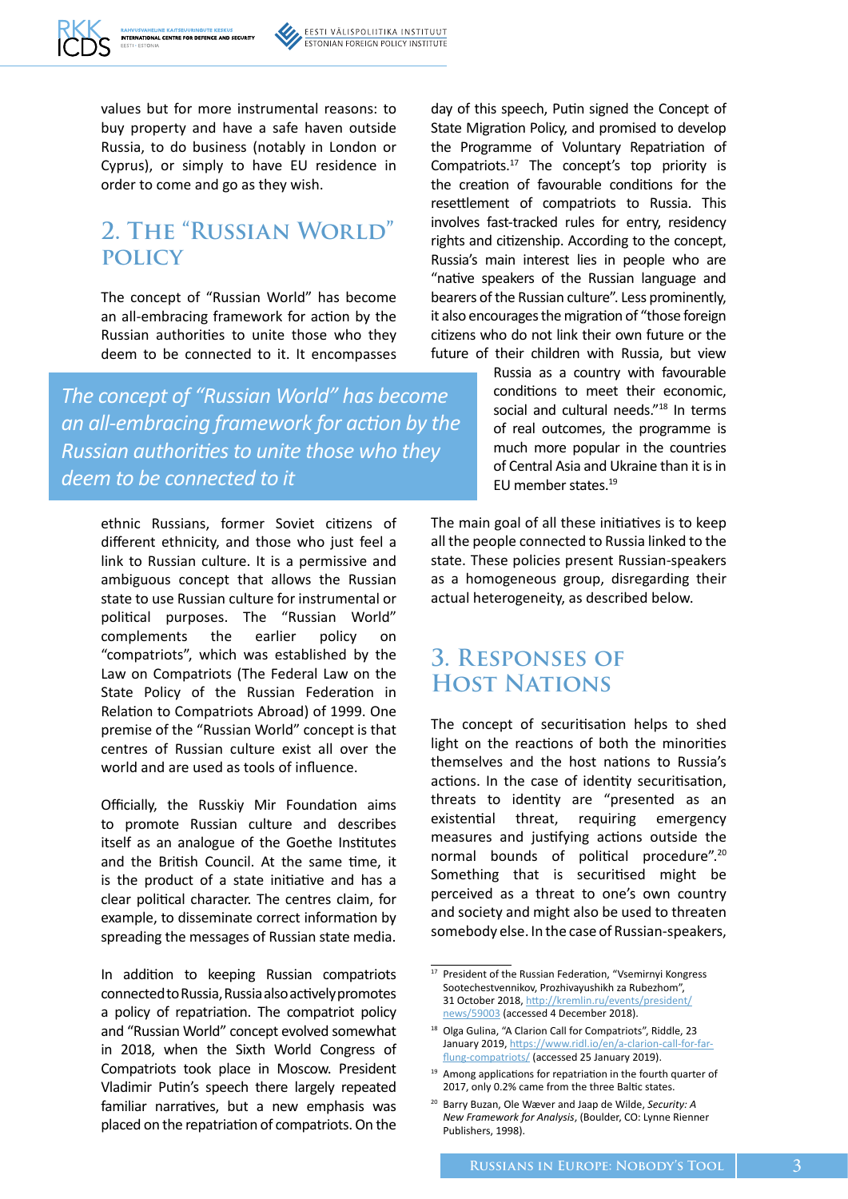values but for more instrumental reasons: to buy property and have a safe haven outside Russia, to do business (notably in London or Cyprus), or simply to have EU residence in order to come and go as they wish.

## 2. The "Russian World" policy

The concept of "Russian World" has become an all-embracing framework for action by the Russian authorities to unite those who they deem to be connected to it. It encompasses ethnic Russians, former Soviet citizens of different ethnicity, and those who just feel a link to Russian culture. It is a permissive and ambiguous concept that allows the Russian state to use Russian culture for instrumental or political purposes. The "Russian World" complements the earlier policy on "compatriots", which was established by the Law on Compatriots (The Federal Law on the State Policy of the Russian Federation in Relation to Compatriots Abroad) of 1999. One premise of the "Russian World" concept is that centres of Russian culture exist all over the world and are used as tools of influence.

> *The concept of "Russian World" has become an all-embracing framework for action by the Russian authorities to unite those who they deem to be connected to it*

Officially, the Russkiy Mir Foundation aims to promote Russian culture and describes itself as an analogue of the Goethe Institutes and the British Council. At the same time, it is the product of a state initiative and has a clear political character. The centres claim, for example, to disseminate correct information by spreading the messages of Russian state media.

In addition to keeping Russian compatriots connected to Russia, Russia also actively promotes a policy of repatriation. The compatriot policy and "Russian World" concept evolved somewhat in 2018, when the Sixth World Congress of Compatriots took place in Moscow. President Vladimir Putin's speech there largely repeated familiar narratives, but a new emphasis was placed on the repatriation of compatriots. On the day of this speech, Putin signed the Concept of State Migration Policy, and promised to develop the Programme of Voluntary Repatriation of Compatriots.[17] The concept's top priority is the creation of favourable conditions for the resettlement of compatriots to Russia. This involves fast-tracked rules for entry, residency rights and citizenship. According to the concept, Russia's main interest lies in people who are "native speakers of the Russian language and bearers of the Russian culture". Less prominently, it also encourages the migration of "those foreign citizens who do not link their own future or the future of their children with Russia, but view Russia as a country with favourable conditions to meet their economic, social and cultural needs."[18] In terms of real outcomes, the programme is much more popular in the countries of Central Asia and Ukraine than it is in EU member states.[19]

The main goal of all these initiatives is to keep all the people connected to Russia linked to the state. These policies present Russian-speakers as a homogeneous group, disregarding their actual heterogeneity, as described below.

## 3. Responses of Host Nations

The concept of securitisation helps to shed light on the reactions of both the minorities themselves and the host nations to Russia's actions. In the case of identity securitisation, threats to identity are "presented as an existential threat, requiring emergency measures and justifying actions outside the normal bounds of political procedure".[20] Something that is securitised might be perceived as a threat to one's own country and society and might also be used to threaten somebody else. In the case of Russian-speakers,

---

[17] President of the Russian Federation, "Vsemirnyi Kongress Sootechestvennikov, Prozhivayushikh za Rubezhom", 31 October 2018, http://kremlin.ru/events/president/news/59003 (accessed 4 December 2018).

[18] Olga Gulina, "A Clarion Call for Compatriots", Riddle, 23 January 2019, https://www.ridl.io/en/a-clarion-call-for-far-flung-compatriots/ (accessed 25 January 2019).

[19] Among applications for repatriation in the fourth quarter of 2017, only 0.2% came from the three Baltic states.

[20] Barry Buzan, Ole Wæver and Jaap de Wilde, *Security: A New Framework for Analysis*, (Boulder, CO: Lynne Rienner Publishers, 1998).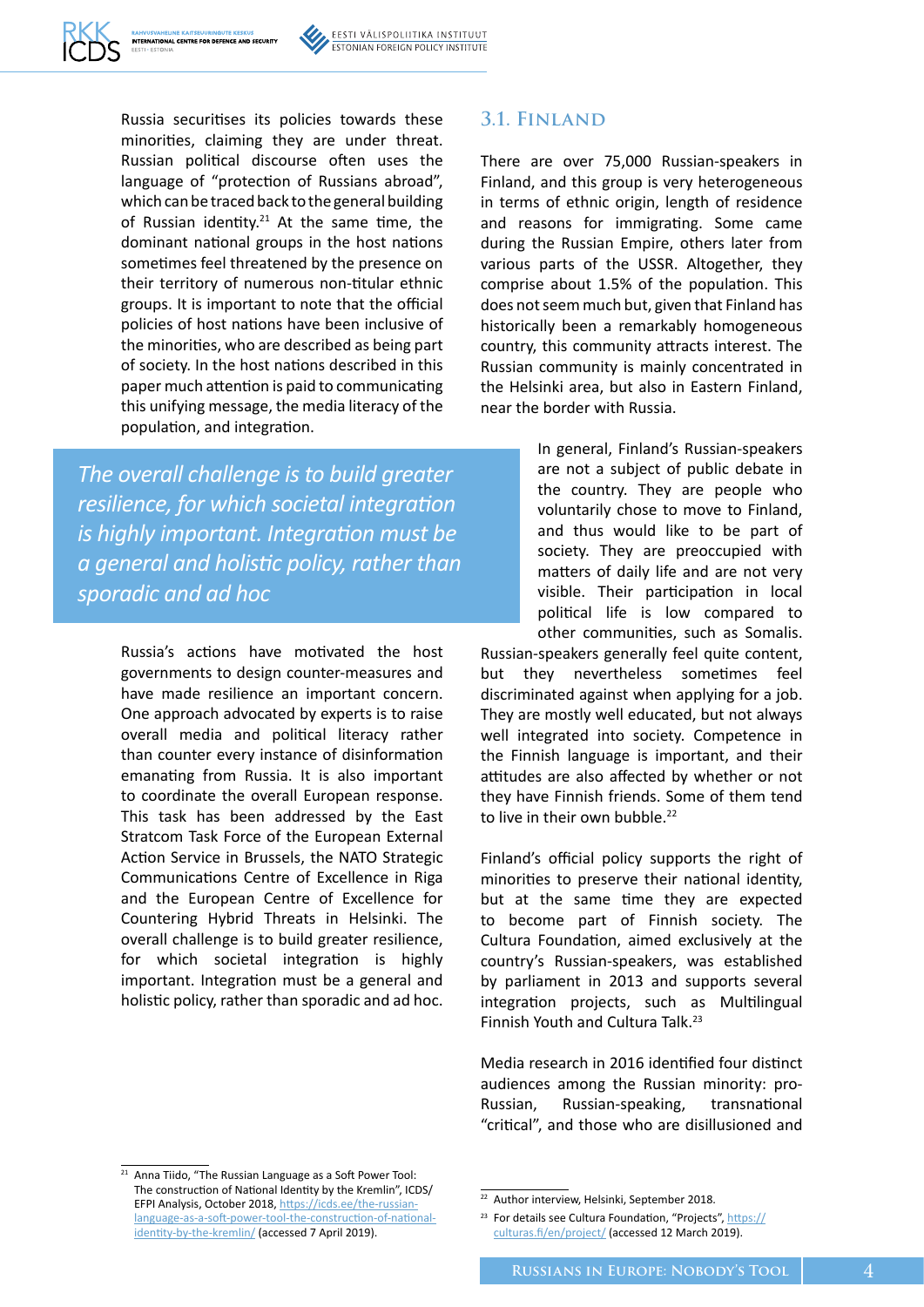Russia securitises its policies towards these minorities, claiming they are under threat. Russian political discourse often uses the language of "protection of Russians abroad", which can be traced back to the general building of Russian identity.[21] At the same time, the dominant national groups in the host nations sometimes feel threatened by the presence on their territory of numerous non-titular ethnic groups. It is important to note that the official policies of host nations have been inclusive of the minorities, who are described as being part of society. In the host nations described in this paper much attention is paid to communicating this unifying message, the media literacy of the population, and integration.

> *The overall challenge is to build greater resilience, for which societal integration is highly important. Integration must be a general and holistic policy, rather than sporadic and ad hoc*

Russia's actions have motivated the host governments to design counter-measures and have made resilience an important concern. One approach advocated by experts is to raise overall media and political literacy rather than counter every instance of disinformation emanating from Russia. It is also important to coordinate the overall European response. This task has been addressed by the East Stratcom Task Force of the European External Action Service in Brussels, the NATO Strategic Communications Centre of Excellence in Riga and the European Centre of Excellence for Countering Hybrid Threats in Helsinki. The overall challenge is to build greater resilience, for which societal integration is highly important. Integration must be a general and holistic policy, rather than sporadic and ad hoc.

## 3.1. Finland

There are over 75,000 Russian-speakers in Finland, and this group is very heterogeneous in terms of ethnic origin, length of residence and reasons for immigrating. Some came during the Russian Empire, others later from various parts of the USSR. Altogether, they comprise about 1.5% of the population. This does not seem much but, given that Finland has historically been a remarkably homogeneous country, this community attracts interest. The Russian community is mainly concentrated in the Helsinki area, but also in Eastern Finland, near the border with Russia.

In general, Finland's Russian-speakers are not a subject of public debate in the country. They are people who voluntarily chose to move to Finland, and thus would like to be part of society. They are preoccupied with matters of daily life and are not very visible. Their participation in local political life is low compared to other communities, such as Somalis. Russian-speakers generally feel quite content, but they nevertheless sometimes feel discriminated against when applying for a job. They are mostly well educated, but not always well integrated into society. Competence in the Finnish language is important, and their attitudes are also affected by whether or not they have Finnish friends. Some of them tend to live in their own bubble.[22]

Finland's official policy supports the right of minorities to preserve their national identity, but at the same time they are expected to become part of Finnish society. The Cultura Foundation, aimed exclusively at the country's Russian-speakers, was established by parliament in 2013 and supports several integration projects, such as Multilingual Finnish Youth and Cultura Talk.[23]

Media research in 2016 identified four distinct audiences among the Russian minority: pro-Russian, Russian-speaking, transnational "critical", and those who are disillusioned and

---

[21] Anna Tiido, "The Russian Language as a Soft Power Tool: The construction of National Identity by the Kremlin", ICDS/EFPI Analysis, October 2018, https://icds.ee/the-russian-language-as-a-soft-power-tool-the-construction-of-national-identity-by-the-kremlin/ (accessed 7 April 2019).

[22] Author interview, Helsinki, September 2018.

[23] For details see Cultura Foundation, "Projects", https://culturas.fi/en/project/ (accessed 12 March 2019).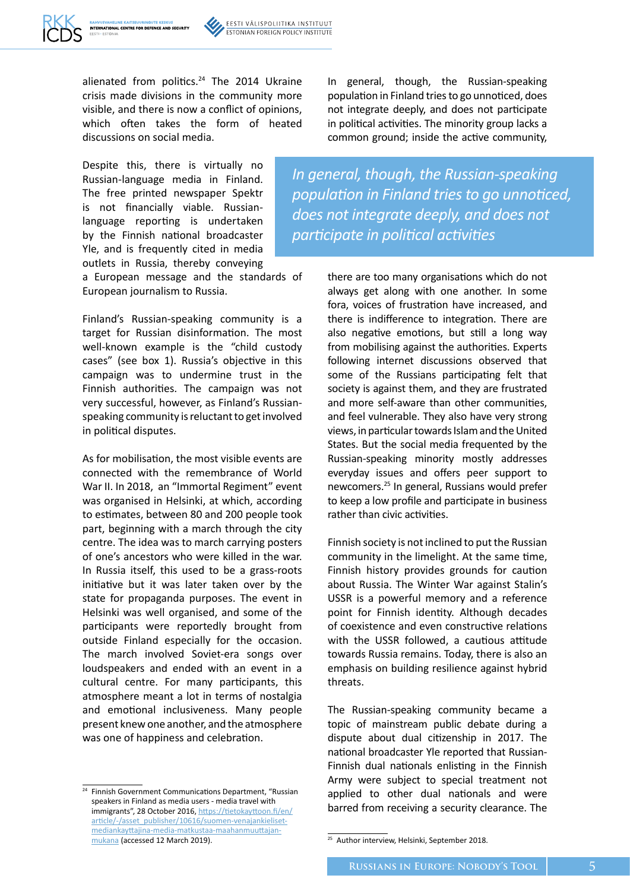alienated from politics.[24] The 2014 Ukraine crisis made divisions in the community more visible, and there is now a conflict of opinions, which often takes the form of heated discussions on social media.

Despite this, there is virtually no Russian-language media in Finland. The free printed newspaper Spektr is not financially viable. Russian-language reporting is undertaken by the Finnish national broadcaster Yle, and is frequently cited in media outlets in Russia, thereby conveying a European message and the standards of European journalism to Russia.

Finland's Russian-speaking community is a target for Russian disinformation. The most well-known example is the "child custody cases" (see box 1). Russia's objective in this campaign was to undermine trust in the Finnish authorities. The campaign was not very successful, however, as Finland's Russian-speaking community is reluctant to get involved in political disputes.

As for mobilisation, the most visible events are connected with the remembrance of World War II. In 2018, an "Immortal Regiment" event was organised in Helsinki, at which, according to estimates, between 80 and 200 people took part, beginning with a march through the city centre. The idea was to march carrying posters of one's ancestors who were killed in the war. In Russia itself, this used to be a grass-roots initiative but it was later taken over by the state for propaganda purposes. The event in Helsinki was well organised, and some of the participants were reportedly brought from outside Finland especially for the occasion. The march involved Soviet-era songs over loudspeakers and ended with an event in a cultural centre. For many participants, this atmosphere meant a lot in terms of nostalgia and emotional inclusiveness. Many people present knew one another, and the atmosphere was one of happiness and celebration.

In general, though, the Russian-speaking population in Finland tries to go unnoticed, does not integrate deeply, and does not participate in political activities. The minority group lacks a common ground; inside the active community, there are too many organisations which do not always get along with one another. In some fora, voices of frustration have increased, and there is indifference to integration. There are also negative emotions, but still a long way from mobilising against the authorities. Experts following internet discussions observed that some of the Russians participating felt that society is against them, and they are frustrated and more self-aware than other communities, and feel vulnerable. They also have very strong views, in particular towards Islam and the United States. But the social media frequented by the Russian-speaking minority mostly addresses everyday issues and offers peer support to newcomers.[25] In general, Russians would prefer to keep a low profile and participate in business rather than civic activities.

> *In general, though, the Russian-speaking population in Finland tries to go unnoticed, does not integrate deeply, and does not participate in political activities*

Finnish society is not inclined to put the Russian community in the limelight. At the same time, Finnish history provides grounds for caution about Russia. The Winter War against Stalin's USSR is a powerful memory and a reference point for Finnish identity. Although decades of coexistence and even constructive relations with the USSR followed, a cautious attitude towards Russia remains. Today, there is also an emphasis on building resilience against hybrid threats.

The Russian-speaking community became a topic of mainstream public debate during a dispute about dual citizenship in 2017. The national broadcaster Yle reported that Russian-Finnish dual nationals enlisting in the Finnish Army were subject to special treatment not applied to other dual nationals and were barred from receiving a security clearance. The

---

[24] Finnish Government Communications Department, "Russian speakers in Finland as media users - media travel with immigrants", 28 October 2016, https://tietokayttoon.fi/en/article/-/asset_publisher/10616/suomen-venajankieliset-mediankayttajina-media-matkustaa-maahanmuuttajan-mukana (accessed 12 March 2019).

[25] Author interview, Helsinki, September 2018.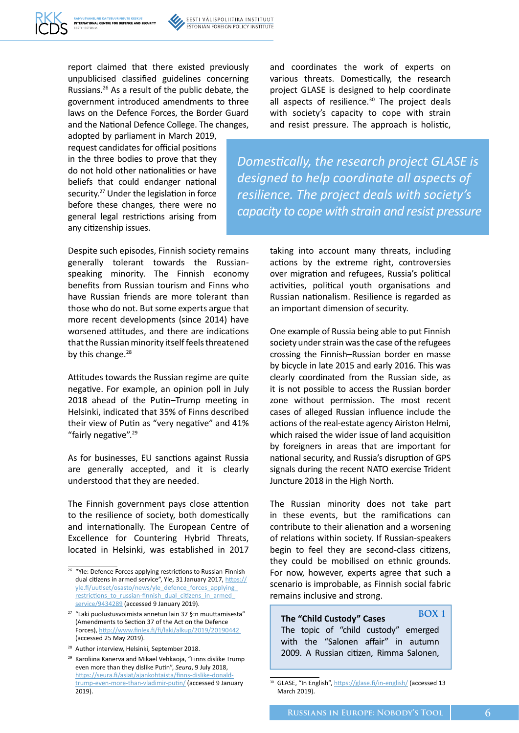report claimed that there existed previously unpublicised classified guidelines concerning Russians.[26] As a result of the public debate, the government introduced amendments to three laws on the Defence Forces, the Border Guard and the National Defence College. The changes, adopted by parliament in March 2019, request candidates for official positions in the three bodies to prove that they do not hold other nationalities or have beliefs that could endanger national security.[27] Under the legislation in force before these changes, there were no general legal restrictions arising from any citizenship issues.

Despite such episodes, Finnish society remains generally tolerant towards the Russian-speaking minority. The Finnish economy benefits from Russian tourism and Finns who have Russian friends are more tolerant than those who do not. But some experts argue that more recent developments (since 2014) have worsened attitudes, and there are indications that the Russian minority itself feels threatened by this change.[28]

Attitudes towards the Russian regime are quite negative. For example, an opinion poll in July 2018 ahead of the Putin–Trump meeting in Helsinki, indicated that 35% of Finns described their view of Putin as "very negative" and 41% "fairly negative".[29]

As for businesses, EU sanctions against Russia are generally accepted, and it is clearly understood that they are needed.

The Finnish government pays close attention to the resilience of society, both domestically and internationally. The European Centre of Excellence for Countering Hybrid Threats, located in Helsinki, was established in 2017 and coordinates the work of experts on various threats. Domestically, the research project GLASE is designed to help coordinate all aspects of resilience.[30] The project deals with society's capacity to cope with strain and resist pressure. The approach is holistic, taking into account many threats, including actions by the extreme right, controversies over migration and refugees, Russia's political activities, political youth organisations and Russian nationalism. Resilience is regarded as an important dimension of security.

> *Domestically, the research project GLASE is designed to help coordinate all aspects of resilience. The project deals with society's capacity to cope with strain and resist pressure*

One example of Russia being able to put Finnish society under strain was the case of the refugees crossing the Finnish–Russian border en masse by bicycle in late 2015 and early 2016. This was clearly coordinated from the Russian side, as it is not possible to access the Russian border zone without permission. The most recent cases of alleged Russian influence include the actions of the real-estate agency Airiston Helmi, which raised the wider issue of land acquisition by foreigners in areas that are important for national security, and Russia's disruption of GPS signals during the recent NATO exercise Trident Juncture 2018 in the High North.

The Russian minority does not take part in these events, but the ramifications can contribute to their alienation and a worsening of relations within society. If Russian-speakers begin to feel they are second-class citizens, they could be mobilised on ethnic grounds. For now, however, experts agree that such a scenario is improbable, as Finnish social fabric remains inclusive and strong.

**BOX 1**

**The "Child Custody" Cases**

The topic of "child custody" emerged with the "Salonen affair" in autumn 2009. A Russian citizen, Rimma Salonen,

---

[26] "Yle: Defence Forces applying restrictions to Russian-Finnish dual citizens in armed service", Yle, 31 January 2017, https://yle.fi/uutiset/osasto/news/yle_defence_forces_applying_restrictions_to_russian-finnish_dual_citizens_in_armed_service/9434289 (accessed 9 January 2019).

[27] "Laki puolustusvoimista annetun lain 37 §:n muuttamisesta" (Amendments to Section 37 of the Act on the Defence Forces), http://www.finlex.fi/fi/laki/alkup/2019/20190442 (accessed 25 May 2019).

[28] Author interview, Helsinki, September 2018.

[29] Karoliina Kanerva and Mikael Vehkaoja, "Finns dislike Trump even more than they dislike Putin", *Seura*, 9 July 2018, https://seura.fi/asiat/ajankohtaista/finns-dislike-donald-trump-even-more-than-vladimir-putin/ (accessed 9 January 2019).

[30] GLASE, "In English", https://glase.fi/in-english/ (accessed 13 March 2019).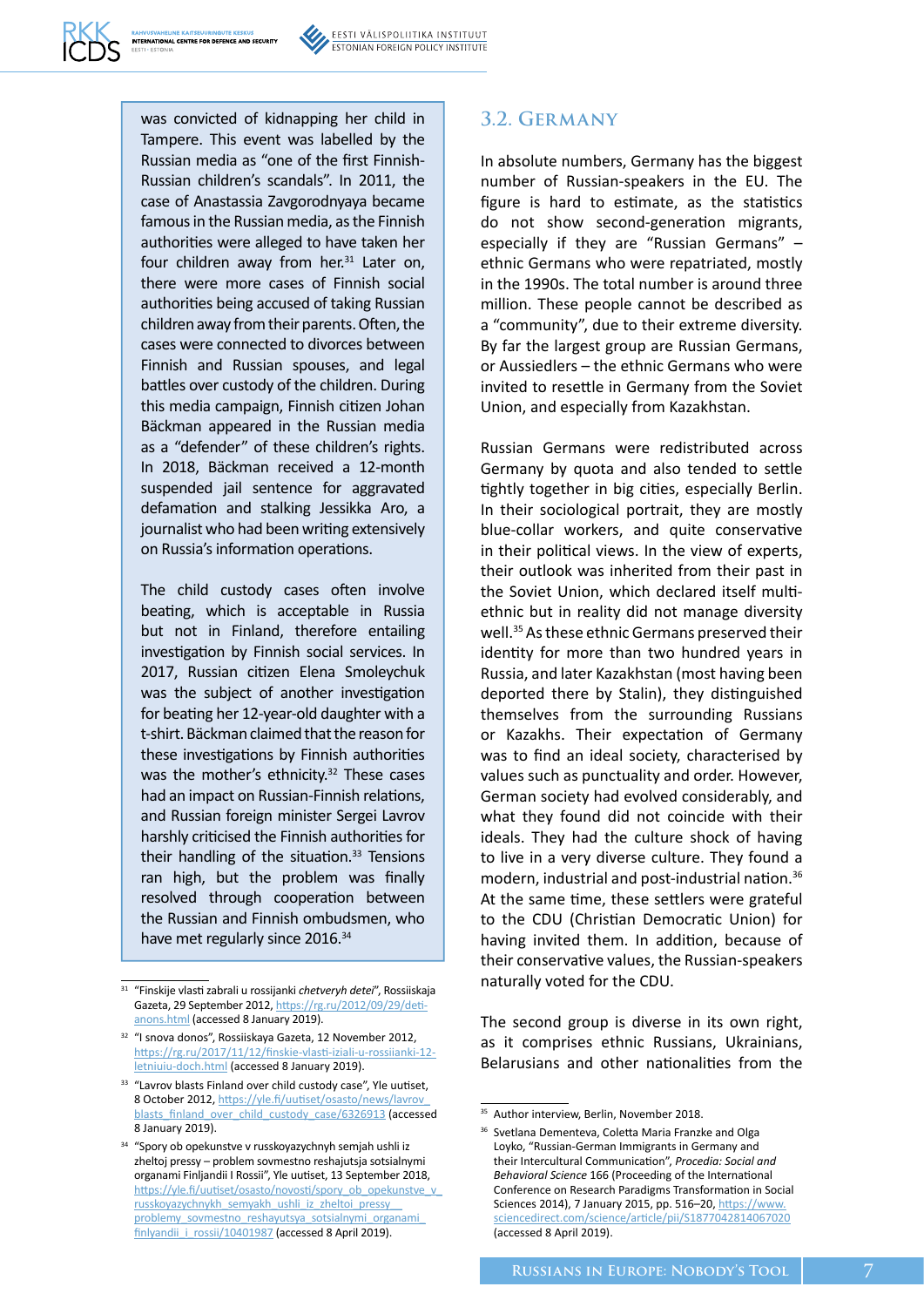was convicted of kidnapping her child in Tampere. This event was labelled by the Russian media as "one of the first Finnish-Russian children's scandals". In 2011, the case of Anastassia Zavgorodnyaya became famous in the Russian media, as the Finnish authorities were alleged to have taken her four children away from her.[31] Later on, there were more cases of Finnish social authorities being accused of taking Russian children away from their parents. Often, the cases were connected to divorces between Finnish and Russian spouses, and legal battles over custody of the children. During this media campaign, Finnish citizen Johan Bäckman appeared in the Russian media as a "defender" of these children's rights. In 2018, Bäckman received a 12-month suspended jail sentence for aggravated defamation and stalking Jessikka Aro, a journalist who had been writing extensively on Russia's information operations.

The child custody cases often involve beating, which is acceptable in Russia but not in Finland, therefore entailing investigation by Finnish social services. In 2017, Russian citizen Elena Smoleychuk was the subject of another investigation for beating her 12-year-old daughter with a t-shirt. Bäckman claimed that the reason for these investigations by Finnish authorities was the mother's ethnicity.[32] These cases had an impact on Russian-Finnish relations, and Russian foreign minister Sergei Lavrov harshly criticised the Finnish authorities for their handling of the situation.[33] Tensions ran high, but the problem was finally resolved through cooperation between the Russian and Finnish ombudsmen, who have met regularly since 2016.[34]

## 3.2. Germany

In absolute numbers, Germany has the biggest number of Russian-speakers in the EU. The figure is hard to estimate, as the statistics do not show second-generation migrants, especially if they are "Russian Germans" – ethnic Germans who were repatriated, mostly in the 1990s. The total number is around three million. These people cannot be described as a "community", due to their extreme diversity. By far the largest group are Russian Germans, or Aussiedlers – the ethnic Germans who were invited to resettle in Germany from the Soviet Union, and especially from Kazakhstan.

Russian Germans were redistributed across Germany by quota and also tended to settle tightly together in big cities, especially Berlin. In their sociological portrait, they are mostly blue-collar workers, and quite conservative in their political views. In the view of experts, their outlook was inherited from their past in the Soviet Union, which declared itself multi-ethnic but in reality did not manage diversity well.[35] As these ethnic Germans preserved their identity for more than two hundred years in Russia, and later Kazakhstan (most having been deported there by Stalin), they distinguished themselves from the surrounding Russians or Kazakhs. Their expectation of Germany was to find an ideal society, characterised by values such as punctuality and order. However, German society had evolved considerably, and what they found did not coincide with their ideals. They had the culture shock of having to live in a very diverse culture. They found a modern, industrial and post-industrial nation.[36] At the same time, these settlers were grateful to the CDU (Christian Democratic Union) for having invited them. In addition, because of their conservative values, the Russian-speakers naturally voted for the CDU.

The second group is diverse in its own right, as it comprises ethnic Russians, Ukrainians, Belarusians and other nationalities from the

---

[31] "Finskije vlasti zabrali u rossijanki *chetveryh detei*", Rossiiskaja Gazeta, 29 September 2012, https://rg.ru/2012/09/29/deti-anons.html (accessed 8 January 2019).

[32] "I snova donos", Rossiiskaya Gazeta, 12 November 2012, https://rg.ru/2017/11/12/finskie-vlasti-iziali-u-rossiianki-12-letniuiu-doch.html (accessed 8 January 2019).

[33] "Lavrov blasts Finland over child custody case", Yle uutiset, 8 October 2012, https://yle.fi/uutiset/osasto/news/lavrov_blasts_finland_over_child_custody_case/6326913 (accessed 8 January 2019).

[34] "Spory ob opekunstve v russkoyazychnyh semjah ushli iz zheltoj pressy – problem sovmestno reshajutsja sotsialnymi organami Finljandii I Rossii", Yle uutiset, 13 September 2018, https://yle.fi/uutiset/osasto/novosti/spory_ob_opekunstve_v_russkoyazychnykh_semyakh_ushli_iz_zheltoi_pressy__problemy_sovmestno_reshayutsya_sotsialnymi_organami_finlyandii_i_rossii/10401987 (accessed 8 April 2019).

[35] Author interview, Berlin, November 2018.

[36] Svetlana Dementeva, Coletta Maria Franzke and Olga Loyko, "Russian-German Immigrants in Germany and their Intercultural Communication", *Procedia: Social and Behavioral Science* 166 (Proceeding of the International Conference on Research Paradigms Transformation in Social Sciences 2014), 7 January 2015, pp. 516–20, https://www.sciencedirect.com/science/article/pii/S1877042814067020 (accessed 8 April 2019).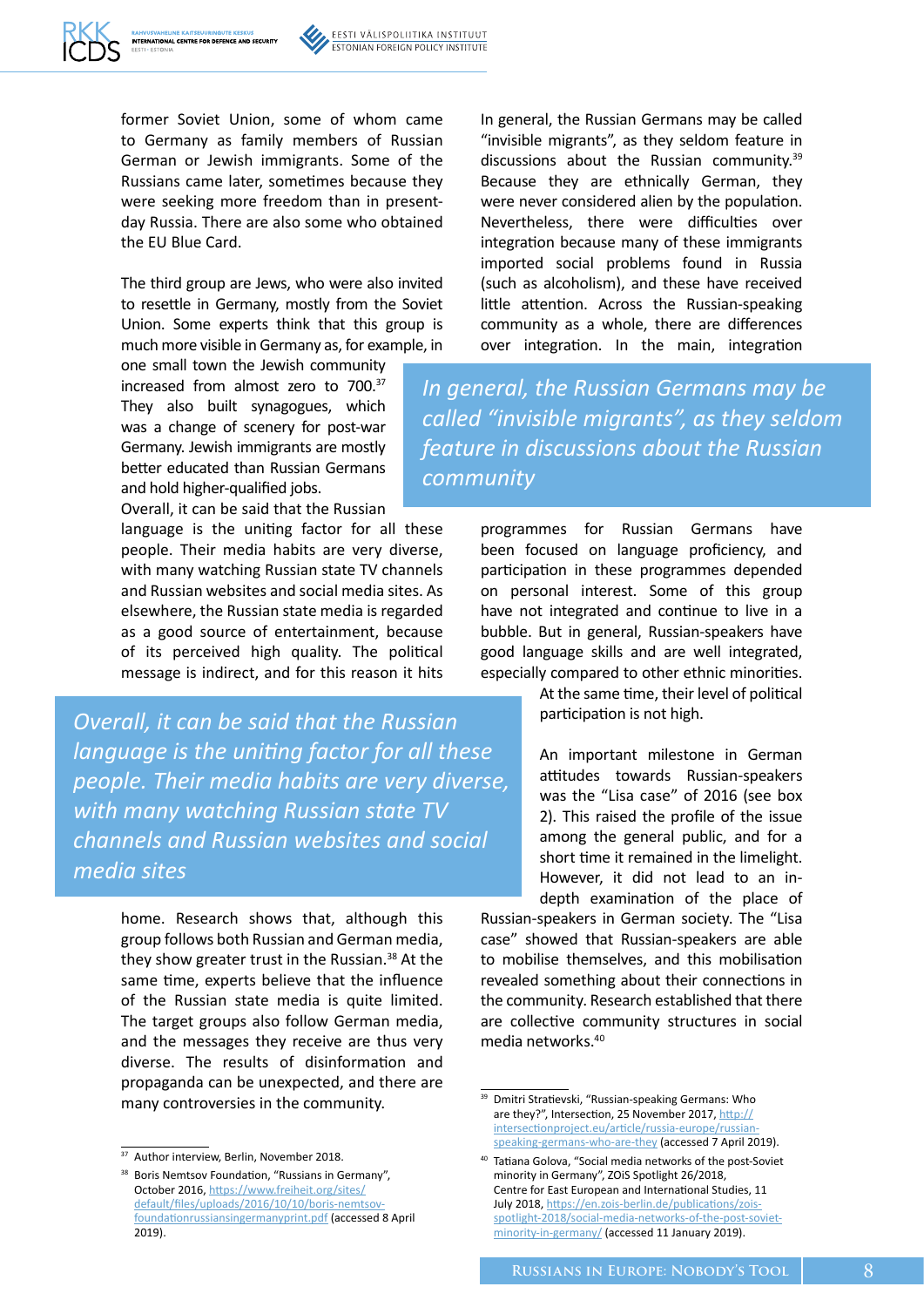former Soviet Union, some of whom came to Germany as family members of Russian German or Jewish immigrants. Some of the Russians came later, sometimes because they were seeking more freedom than in present-day Russia. There are also some who obtained the EU Blue Card.

The third group are Jews, who were also invited to resettle in Germany, mostly from the Soviet Union. Some experts think that this group is much more visible in Germany as, for example, in one small town the Jewish community increased from almost zero to 700.[37] They also built synagogues, which was a change of scenery for post-war Germany. Jewish immigrants are mostly better educated than Russian Germans and hold higher-qualified jobs.

Overall, it can be said that the Russian language is the uniting factor for all these people. Their media habits are very diverse, with many watching Russian state TV channels and Russian websites and social media sites. As elsewhere, the Russian state media is regarded as a good source of entertainment, because of its perceived high quality. The political message is indirect, and for this reason it hits home. Research shows that, although this group follows both Russian and German media, they show greater trust in the Russian.[38] At the same time, experts believe that the influence of the Russian state media is quite limited. The target groups also follow German media, and the messages they receive are thus very diverse. The results of disinformation and propaganda can be unexpected, and there are many controversies in the community.

> *Overall, it can be said that the Russian language is the uniting factor for all these people. Their media habits are very diverse, with many watching Russian state TV channels and Russian websites and social media sites*

In general, the Russian Germans may be called "invisible migrants", as they seldom feature in discussions about the Russian community.[39] Because they are ethnically German, they were never considered alien by the population. Nevertheless, there were difficulties over integration because many of these immigrants imported social problems found in Russia (such as alcoholism), and these have received little attention. Across the Russian-speaking community as a whole, there are differences over integration. In the main, integration programmes for Russian Germans have been focused on language proficiency, and participation in these programmes depended on personal interest. Some of this group have not integrated and continue to live in a bubble. But in general, Russian-speakers have good language skills and are well integrated, especially compared to other ethnic minorities. At the same time, their level of political participation is not high.

> *In general, the Russian Germans may be called "invisible migrants", as they seldom feature in discussions about the Russian community*

An important milestone in German attitudes towards Russian-speakers was the "Lisa case" of 2016 (see box 2). This raised the profile of the issue among the general public, and for a short time it remained in the limelight. However, it did not lead to an in-depth examination of the place of Russian-speakers in German society. The "Lisa case" showed that Russian-speakers are able to mobilise themselves, and this mobilisation revealed something about their connections in the community. Research established that there are collective community structures in social media networks.[40]

---

[37] Author interview, Berlin, November 2018.

[38] Boris Nemtsov Foundation, "Russians in Germany", October 2016, https://www.freiheit.org/sites/default/files/uploads/2016/10/10/boris-nemtsov-foundationrussiansingermanyprint.pdf (accessed 8 April 2019).

[39] Dmitri Stratievski, "Russian-speaking Germans: Who are they?", Intersection, 25 November 2017, http://intersectionproject.eu/article/russia-europe/russian-speaking-germans-who-are-they (accessed 7 April 2019).

[40] Tatiana Golova, "Social media networks of the post-Soviet minority in Germany", ZOiS Spotlight 26/2018, Centre for East European and International Studies, 11 July 2018, https://en.zois-berlin.de/publications/zois-spotlight-2018/social-media-networks-of-the-post-soviet-minority-in-germany/ (accessed 11 January 2019).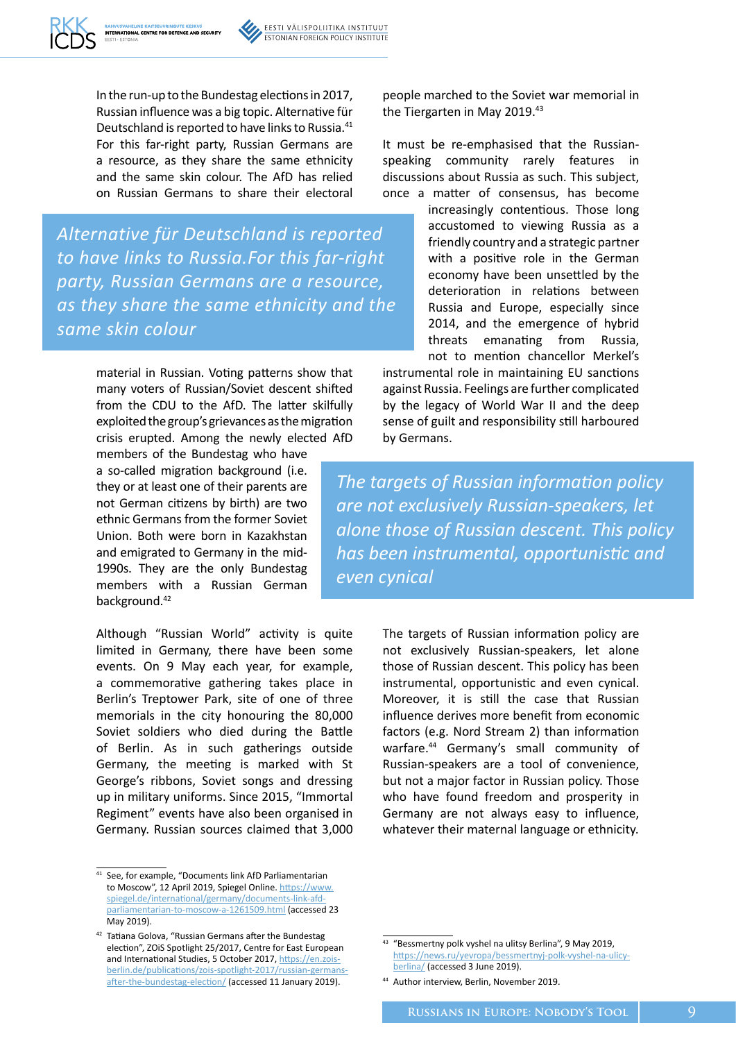In the run-up to the Bundestag elections in 2017, Russian influence was a big topic. Alternative für Deutschland is reported to have links to Russia.[41] For this far-right party, Russian Germans are a resource, as they share the same ethnicity and the same skin colour. The AfD has relied on Russian Germans to share their electoral material in Russian. Voting patterns show that many voters of Russian/Soviet descent shifted from the CDU to the AfD. The latter skilfully exploited the group's grievances as the migration crisis erupted. Among the newly elected AfD members of the Bundestag who have a so-called migration background (i.e. they or at least one of their parents are not German citizens by birth) are two ethnic Germans from the former Soviet Union. Both were born in Kazakhstan and emigrated to Germany in the mid-1990s. They are the only Bundestag members with a Russian German background.[42]

> *Alternative für Deutschland is reported to have links to Russia.For this far-right party, Russian Germans are a resource, as they share the same ethnicity and the same skin colour*

Although "Russian World" activity is quite limited in Germany, there have been some events. On 9 May each year, for example, a commemorative gathering takes place in Berlin's Treptower Park, site of one of three memorials in the city honouring the 80,000 Soviet soldiers who died during the Battle of Berlin. As in such gatherings outside Germany, the meeting is marked with St George's ribbons, Soviet songs and dressing up in military uniforms. Since 2015, "Immortal Regiment" events have also been organised in Germany. Russian sources claimed that 3,000 people marched to the Soviet war memorial in the Tiergarten in May 2019.[43]

It must be re-emphasised that the Russian-speaking community rarely features in discussions about Russia as such. This subject, once a matter of consensus, has become increasingly contentious. Those long accustomed to viewing Russia as a friendly country and a strategic partner with a positive role in the German economy have been unsettled by the deterioration in relations between Russia and Europe, especially since 2014, and the emergence of hybrid threats emanating from Russia, not to mention chancellor Merkel's instrumental role in maintaining EU sanctions against Russia. Feelings are further complicated by the legacy of World War II and the deep sense of guilt and responsibility still harboured by Germans.

> *The targets of Russian information policy are not exclusively Russian-speakers, let alone those of Russian descent. This policy has been instrumental, opportunistic and even cynical*

The targets of Russian information policy are not exclusively Russian-speakers, let alone those of Russian descent. This policy has been instrumental, opportunistic and even cynical. Moreover, it is still the case that Russian influence derives more benefit from economic factors (e.g. Nord Stream 2) than information warfare.[44] Germany's small community of Russian-speakers are a tool of convenience, but not a major factor in Russian policy. Those who have found freedom and prosperity in Germany are not always easy to influence, whatever their maternal language or ethnicity.

---

[41] See, for example, "Documents link AfD Parliamentarian to Moscow", 12 April 2019, Spiegel Online. https://www.spiegel.de/international/germany/documents-link-afd-parliamentarian-to-moscow-a-1261509.html (accessed 23 May 2019).

[42] Tatiana Golova, "Russian Germans after the Bundestag election", ZOiS Spotlight 25/2017, Centre for East European and International Studies, 5 October 2017, https://en.zois-berlin.de/publications/zois-spotlight-2017/russian-germans-after-the-bundestag-election/ (accessed 11 January 2019).

[43] "Bessmertny polk vyshel na ulitsy Berlina", 9 May 2019, https://news.ru/yevropa/bessmertnyj-polk-vyshel-na-ulicy-berlina/ (accessed 3 June 2019).

[44] Author interview, Berlin, November 2019.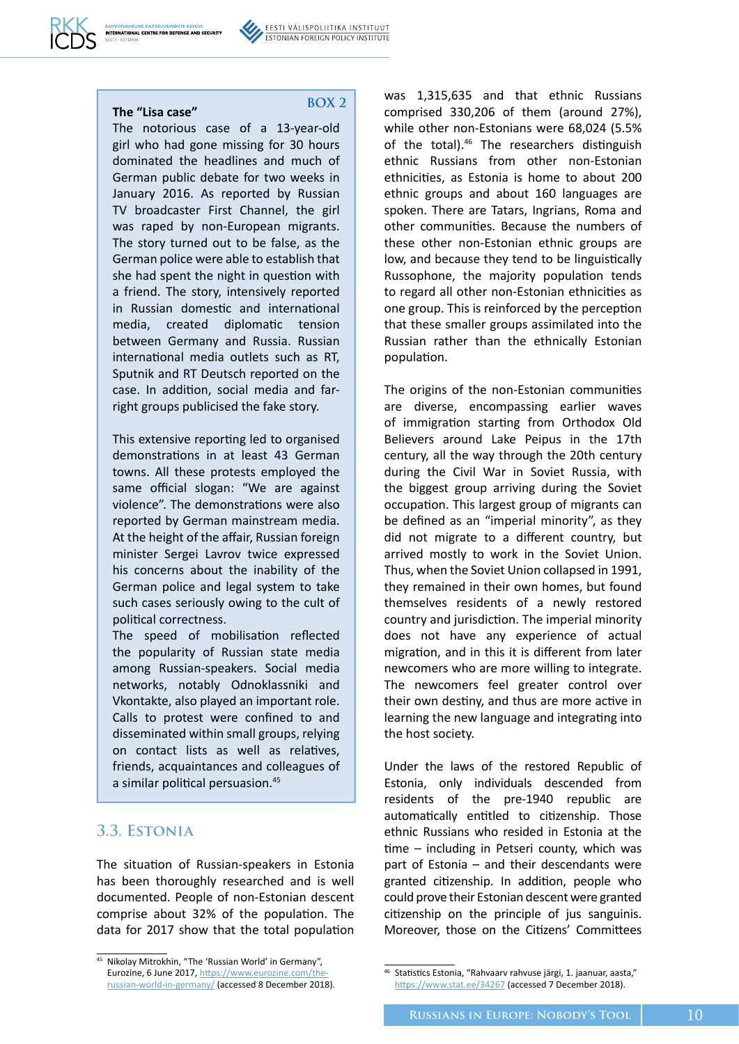**BOX 2**

**The "Lisa case"**

The notorious case of a 13-year-old girl who had gone missing for 30 hours dominated the headlines and much of German public debate for two weeks in January 2016. As reported by Russian TV broadcaster First Channel, the girl was raped by non-European migrants. The story turned out to be false, as the German police were able to establish that she had spent the night in question with a friend. The story, intensively reported in Russian domestic and international media, created diplomatic tension between Germany and Russia. Russian international media outlets such as RT, Sputnik and RT Deutsch reported on the case. In addition, social media and far-right groups publicised the fake story.

This extensive reporting led to organised demonstrations in at least 43 German towns. All these protests employed the same official slogan: "We are against violence". The demonstrations were also reported by German mainstream media. At the height of the affair, Russian foreign minister Sergei Lavrov twice expressed his concerns about the inability of the German police and legal system to take such cases seriously owing to the cult of political correctness.

The speed of mobilisation reflected the popularity of Russian state media among Russian-speakers. Social media networks, notably Odnoklassniki and Vkontakte, also played an important role. Calls to protest were confined to and disseminated within small groups, relying on contact lists as well as relatives, friends, acquaintances and colleagues of a similar political persuasion.[45]

## 3.3. Estonia

The situation of Russian-speakers in Estonia has been thoroughly researched and is well documented. People of non-Estonian descent comprise about 32% of the population. The data for 2017 show that the total population was 1,315,635 and that ethnic Russians comprised 330,206 of them (around 27%), while other non-Estonians were 68,024 (5.5% of the total).[46] The researchers distinguish ethnic Russians from other non-Estonian ethnicities, as Estonia is home to about 200 ethnic groups and about 160 languages are spoken. There are Tatars, Ingrians, Roma and other communities. Because the numbers of these other non-Estonian ethnic groups are low, and because they tend to be linguistically Russophone, the majority population tends to regard all other non-Estonian ethnicities as one group. This is reinforced by the perception that these smaller groups assimilated into the Russian rather than the ethnically Estonian population.

The origins of the non-Estonian communities are diverse, encompassing earlier waves of immigration starting from Orthodox Old Believers around Lake Peipus in the 17th century, all the way through the 20th century during the Civil War in Soviet Russia, with the biggest group arriving during the Soviet occupation. This largest group of migrants can be defined as an "imperial minority", as they did not migrate to a different country, but arrived mostly to work in the Soviet Union. Thus, when the Soviet Union collapsed in 1991, they remained in their own homes, but found themselves residents of a newly restored country and jurisdiction. The imperial minority does not have any experience of actual migration, and in this it is different from later newcomers who are more willing to integrate. The newcomers feel greater control over their own destiny, and thus are more active in learning the new language and integrating into the host society.

Under the laws of the restored Republic of Estonia, only individuals descended from residents of the pre-1940 republic are automatically entitled to citizenship. Those ethnic Russians who resided in Estonia at the time – including in Petseri county, which was part of Estonia – and their descendants were granted citizenship. In addition, people who could prove their Estonian descent were granted citizenship on the principle of jus sanguinis. Moreover, those on the Citizens' Committees

---

[45] Nikolay Mitrokhin, "The 'Russian World' in Germany", Eurozine, 6 June 2017, https://www.eurozine.com/the-russian-world-in-germany/ (accessed 8 December 2018).

[46] Statistics Estonia, "Rahvaarv rahvuse järgi, 1. jaanuar, aasta," https://www.stat.ee/34267 (accessed 7 December 2018).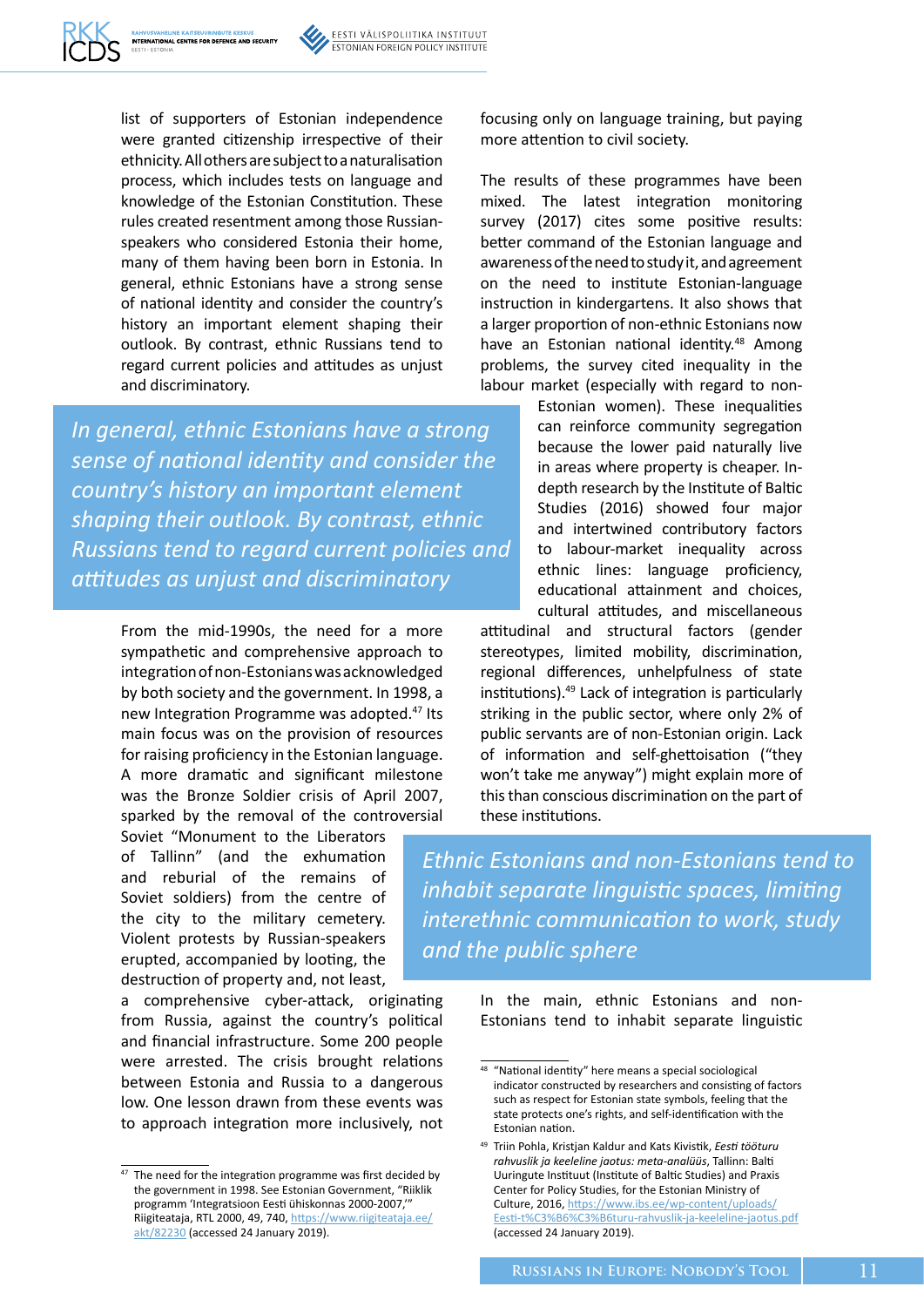list of supporters of Estonian independence were granted citizenship irrespective of their ethnicity. All others are subject to a naturalisation process, which includes tests on language and knowledge of the Estonian Constitution. These rules created resentment among those Russian-speakers who considered Estonia their home, many of them having been born in Estonia. In general, ethnic Estonians have a strong sense of national identity and consider the country's history an important element shaping their outlook. By contrast, ethnic Russians tend to regard current policies and attitudes as unjust and discriminatory.

*In general, ethnic Estonians have a strong sense of national identity and consider the country's history an important element shaping their outlook. By contrast, ethnic Russians tend to regard current policies and attitudes as unjust and discriminatory*

From the mid-1990s, the need for a more sympathetic and comprehensive approach to integration of non-Estonians was acknowledged by both society and the government. In 1998, a new Integration Programme was adopted.[47] Its main focus was on the provision of resources for raising proficiency in the Estonian language. A more dramatic and significant milestone was the Bronze Soldier crisis of April 2007, sparked by the removal of the controversial Soviet "Monument to the Liberators of Tallinn" (and the exhumation and reburial of the remains of Soviet soldiers) from the centre of the city to the military cemetery. Violent protests by Russian-speakers erupted, accompanied by looting, the destruction of property and, not least, a comprehensive cyber-attack, originating from Russia, against the country's political and financial infrastructure. Some 200 people were arrested. The crisis brought relations between Estonia and Russia to a dangerous low. One lesson drawn from these events was to approach integration more inclusively, not focusing only on language training, but paying more attention to civil society.

The results of these programmes have been mixed. The latest integration monitoring survey (2017) cites some positive results: better command of the Estonian language and awareness of the need to study it, and agreement on the need to institute Estonian-language instruction in kindergartens. It also shows that a larger proportion of non-ethnic Estonians now have an Estonian national identity.[48] Among problems, the survey cited inequality in the labour market (especially with regard to non-Estonian women). These inequalities can reinforce community segregation because the lower paid naturally live in areas where property is cheaper. In-depth research by the Institute of Baltic Studies (2016) showed four major and intertwined contributory factors to labour-market inequality across ethnic lines: language proficiency, educational attainment and choices, cultural attitudes, and miscellaneous attitudinal and structural factors (gender stereotypes, limited mobility, discrimination, regional differences, unhelpfulness of state institutions).[49] Lack of integration is particularly striking in the public sector, where only 2% of public servants are of non-Estonian origin. Lack of information and self-ghettoisation ("they won't take me anyway") might explain more of this than conscious discrimination on the part of these institutions.

*Ethnic Estonians and non-Estonians tend to inhabit separate linguistic spaces, limiting interethnic communication to work, study and the public sphere*

In the main, ethnic Estonians and non-Estonians tend to inhabit separate linguistic

---

[47] The need for the integration programme was first decided by the government in 1998. See Estonian Government, "Riiklik programm 'Integratsioon Eesti ühiskonnas 2000-2007,'" Riigiteataja, RTL 2000, 49, 740, https://www.riigiteataja.ee/akt/82230 (accessed 24 January 2019).

[48] "National identity" here means a special sociological indicator constructed by researchers and consisting of factors such as respect for Estonian state symbols, feeling that the state protects one's rights, and self-identification with the Estonian nation.

[49] Triin Pohla, Kristjan Kaldur and Kats Kivistik, *Eesti tööturu rahvuslik ja keeleline jaotus: meta-analüüs*, Tallinn: Balti Uuringute Instituut (Institute of Baltic Studies) and Praxis Center for Policy Studies, for the Estonian Ministry of Culture, 2016, https://www.ibs.ee/wp-content/uploads/Eesti-t%C3%B6%C3%B6turu-rahvuslik-ja-keeleline-jaotus.pdf (accessed 24 January 2019).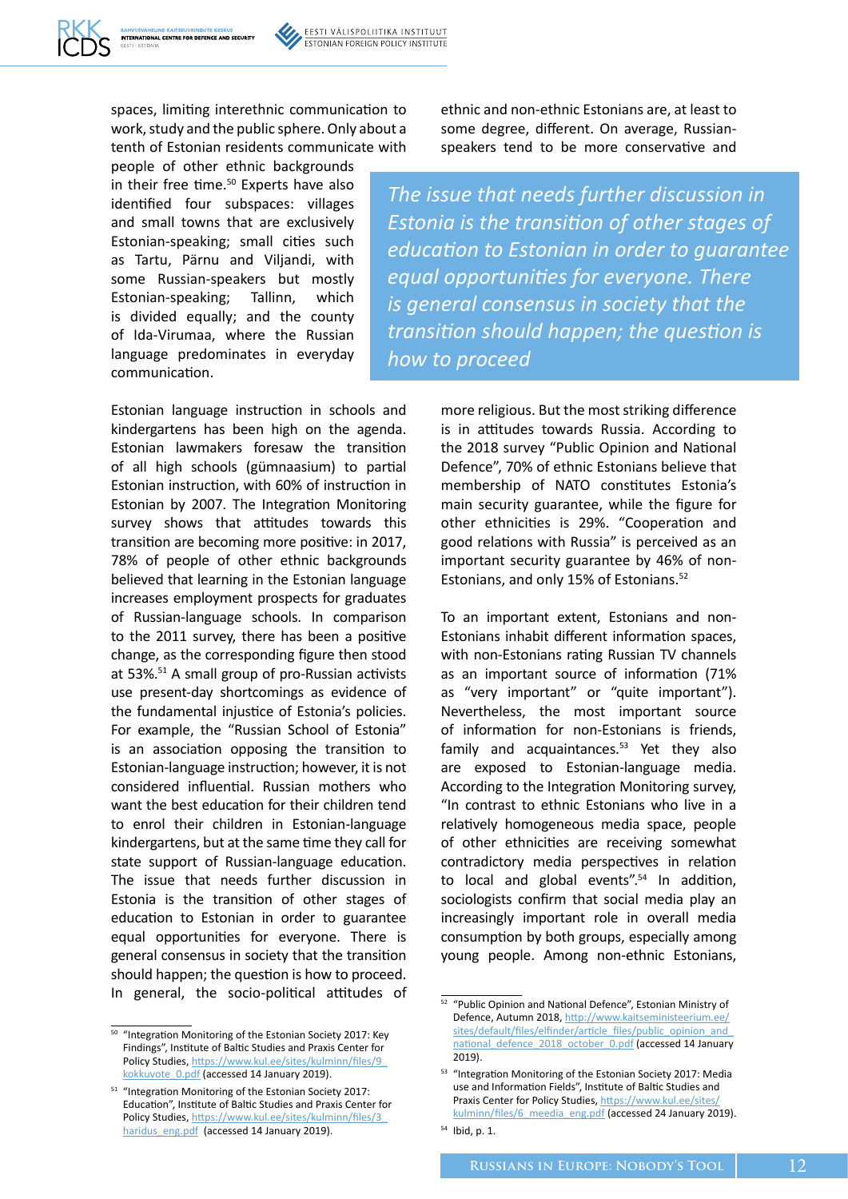spaces, limiting interethnic communication to work, study and the public sphere. Only about a tenth of Estonian residents communicate with people of other ethnic backgrounds in their free time.[50] Experts have also identified four subspaces: villages and small towns that are exclusively Estonian-speaking; small cities such as Tartu, Pärnu and Viljandi, with some Russian-speakers but mostly Estonian-speaking; Tallinn, which is divided equally; and the county of Ida-Virumaa, where the Russian language predominates in everyday communication.

Estonian language instruction in schools and kindergartens has been high on the agenda. Estonian lawmakers foresaw the transition of all high schools (gümnaasium) to partial Estonian instruction, with 60% of instruction in Estonian by 2007. The Integration Monitoring survey shows that attitudes towards this transition are becoming more positive: in 2017, 78% of people of other ethnic backgrounds believed that learning in the Estonian language increases employment prospects for graduates of Russian-language schools. In comparison to the 2011 survey, there has been a positive change, as the corresponding figure then stood at 53%.[51] A small group of pro-Russian activists use present-day shortcomings as evidence of the fundamental injustice of Estonia's policies. For example, the "Russian School of Estonia" is an association opposing the transition to Estonian-language instruction; however, it is not considered influential. Russian mothers who want the best education for their children tend to enrol their children in Estonian-language kindergartens, but at the same time they call for state support of Russian-language education. The issue that needs further discussion in Estonia is the transition of other stages of education to Estonian in order to guarantee equal opportunities for everyone. There is general consensus in society that the transition should happen; the question is how to proceed. In general, the socio-political attitudes of ethnic and non-ethnic Estonians are, at least to some degree, different. On average, Russian-speakers tend to be more conservative and more religious. But the most striking difference is in attitudes towards Russia. According to the 2018 survey "Public Opinion and National Defence", 70% of ethnic Estonians believe that membership of NATO constitutes Estonia's main security guarantee, while the figure for other ethnicities is 29%. "Cooperation and good relations with Russia" is perceived as an important security guarantee by 46% of non-Estonians, and only 15% of Estonians.[52]

*The issue that needs further discussion in Estonia is the transition of other stages of education to Estonian in order to guarantee equal opportunities for everyone. There is general consensus in society that the transition should happen; the question is how to proceed*

To an important extent, Estonians and non-Estonians inhabit different information spaces, with non-Estonians rating Russian TV channels as an important source of information (71% as "very important" or "quite important"). Nevertheless, the most important source of information for non-Estonians is friends, family and acquaintances.[53] Yet they also are exposed to Estonian-language media. According to the Integration Monitoring survey, "In contrast to ethnic Estonians who live in a relatively homogeneous media space, people of other ethnicities are receiving somewhat contradictory media perspectives in relation to local and global events".[54] In addition, sociologists confirm that social media play an increasingly important role in overall media consumption by both groups, especially among young people. Among non-ethnic Estonians,

---

[50] "Integration Monitoring of the Estonian Society 2017: Key Findings", Institute of Baltic Studies and Praxis Center for Policy Studies, https://www.kul.ee/sites/kulminn/files/9_kokkuvote_0.pdf (accessed 14 January 2019).

[51] "Integration Monitoring of the Estonian Society 2017: Education", Institute of Baltic Studies and Praxis Center for Policy Studies, https://www.kul.ee/sites/kulminn/files/3_haridus_eng.pdf (accessed 14 January 2019).

[52] "Public Opinion and National Defence", Estonian Ministry of Defence, Autumn 2018, http://www.kaitseministeerium.ee/sites/default/files/elfinder/article_files/public_opinion_and_national_defence_2018_october_0.pdf (accessed 14 January 2019).

[53] "Integration Monitoring of the Estonian Society 2017: Media use and Information Fields", Institute of Baltic Studies and Praxis Center for Policy Studies, https://www.kul.ee/sites/kulminn/files/6_meedia_eng.pdf (accessed 24 January 2019).

[54] Ibid, p. 1.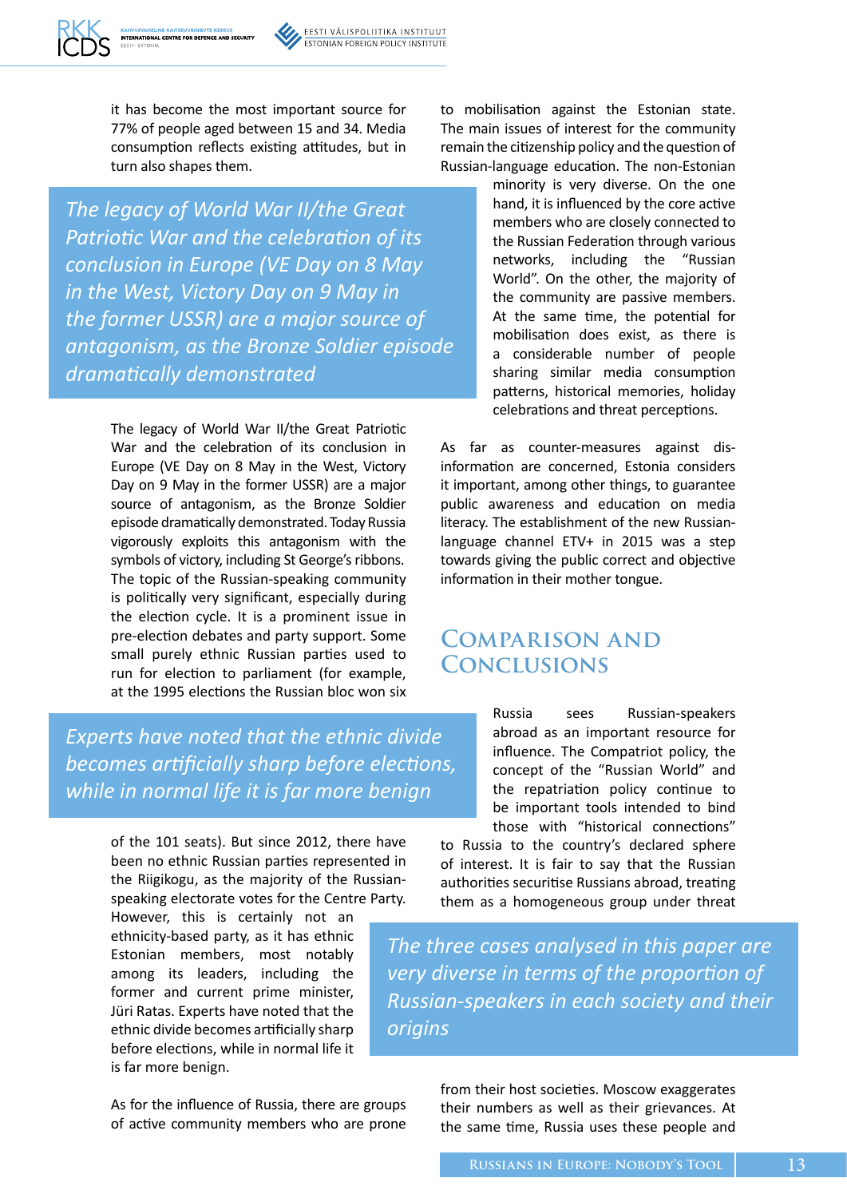it has become the most important source for 77% of people aged between 15 and 34. Media consumption reflects existing attitudes, but in turn also shapes them.

> *The legacy of World War II/the Great Patriotic War and the celebration of its conclusion in Europe (VE Day on 8 May in the West, Victory Day on 9 May in the former USSR) are a major source of antagonism, as the Bronze Soldier episode dramatically demonstrated*

The legacy of World War II/the Great Patriotic War and the celebration of its conclusion in Europe (VE Day on 8 May in the West, Victory Day on 9 May in the former USSR) are a major source of antagonism, as the Bronze Soldier episode dramatically demonstrated. Today Russia vigorously exploits this antagonism with the symbols of victory, including St George's ribbons. The topic of the Russian-speaking community is politically very significant, especially during the election cycle. It is a prominent issue in pre-election debates and party support. Some small purely ethnic Russian parties used to run for election to parliament (for example, at the 1995 elections the Russian bloc won six of the 101 seats). But since 2012, there have been no ethnic Russian parties represented in the Riigikogu, as the majority of the Russian-speaking electorate votes for the Centre Party. However, this is certainly not an ethnicity-based party, as it has ethnic Estonian members, most notably among its leaders, including the former and current prime minister, Jüri Ratas. Experts have noted that the ethnic divide becomes artificially sharp before elections, while in normal life it is far more benign.

> *Experts have noted that the ethnic divide becomes artificially sharp before elections, while in normal life it is far more benign*

As for the influence of Russia, there are groups of active community members who are prone to mobilisation against the Estonian state. The main issues of interest for the community remain the citizenship policy and the question of Russian-language education. The non-Estonian minority is very diverse. On the one hand, it is influenced by the core active members who are closely connected to the Russian Federation through various networks, including the "Russian World". On the other, the majority of the community are passive members. At the same time, the potential for mobilisation does exist, as there is a considerable number of people sharing similar media consumption patterns, historical memories, holiday celebrations and threat perceptions.

As far as counter-measures against disinformation are concerned, Estonia considers it important, among other things, to guarantee public awareness and education on media literacy. The establishment of the new Russian-language channel ETV+ in 2015 was a step towards giving the public correct and objective information in their mother tongue.

## Comparison and Conclusions

Russia sees Russian-speakers abroad as an important resource for influence. The Compatriot policy, the concept of the "Russian World" and the repatriation policy continue to be important tools intended to bind those with "historical connections" to Russia to the country's declared sphere of interest. It is fair to say that the Russian authorities securitise Russians abroad, treating them as a homogeneous group under threat from their host societies. Moscow exaggerates their numbers as well as their grievances. At the same time, Russia uses these people and

> *The three cases analysed in this paper are very diverse in terms of the proportion of Russian-speakers in each society and their origins*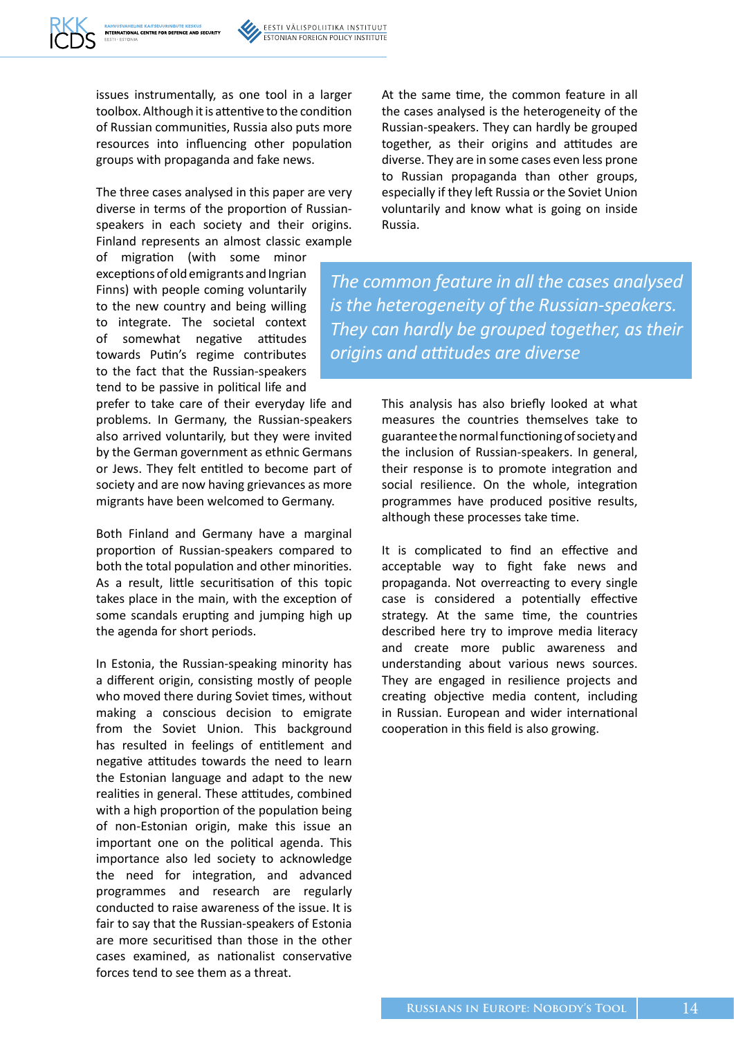issues instrumentally, as one tool in a larger toolbox. Although it is attentive to the condition of Russian communities, Russia also puts more resources into influencing other population groups with propaganda and fake news.

The three cases analysed in this paper are very diverse in terms of the proportion of Russian-speakers in each society and their origins. Finland represents an almost classic example of migration (with some minor exceptions of old emigrants and Ingrian Finns) with people coming voluntarily to the new country and being willing to integrate. The societal context of somewhat negative attitudes towards Putin's regime contributes to the fact that the Russian-speakers tend to be passive in political life and prefer to take care of their everyday life and problems. In Germany, the Russian-speakers also arrived voluntarily, but they were invited by the German government as ethnic Germans or Jews. They felt entitled to become part of society and are now having grievances as more migrants have been welcomed to Germany.

Both Finland and Germany have a marginal proportion of Russian-speakers compared to both the total population and other minorities. As a result, little securitisation of this topic takes place in the main, with the exception of some scandals erupting and jumping high up the agenda for short periods.

In Estonia, the Russian-speaking minority has a different origin, consisting mostly of people who moved there during Soviet times, without making a conscious decision to emigrate from the Soviet Union. This background has resulted in feelings of entitlement and negative attitudes towards the need to learn the Estonian language and adapt to the new realities in general. These attitudes, combined with a high proportion of the population being of non-Estonian origin, make this issue an important one on the political agenda. This importance also led society to acknowledge the need for integration, and advanced programmes and research are regularly conducted to raise awareness of the issue. It is fair to say that the Russian-speakers of Estonia are more securitised than those in the other cases examined, as nationalist conservative forces tend to see them as a threat.

At the same time, the common feature in all the cases analysed is the heterogeneity of the Russian-speakers. They can hardly be grouped together, as their origins and attitudes are diverse. They are in some cases even less prone to Russian propaganda than other groups, especially if they left Russia or the Soviet Union voluntarily and know what is going on inside Russia.

> *The common feature in all the cases analysed is the heterogeneity of the Russian-speakers. They can hardly be grouped together, as their origins and attitudes are diverse*

This analysis has also briefly looked at what measures the countries themselves take to guarantee the normal functioning of society and the inclusion of Russian-speakers. In general, their response is to promote integration and social resilience. On the whole, integration programmes have produced positive results, although these processes take time.

It is complicated to find an effective and acceptable way to fight fake news and propaganda. Not overreacting to every single case is considered a potentially effective strategy. At the same time, the countries described here try to improve media literacy and create more public awareness and understanding about various news sources. They are engaged in resilience projects and creating objective media content, including in Russian. European and wider international cooperation in this field is also growing.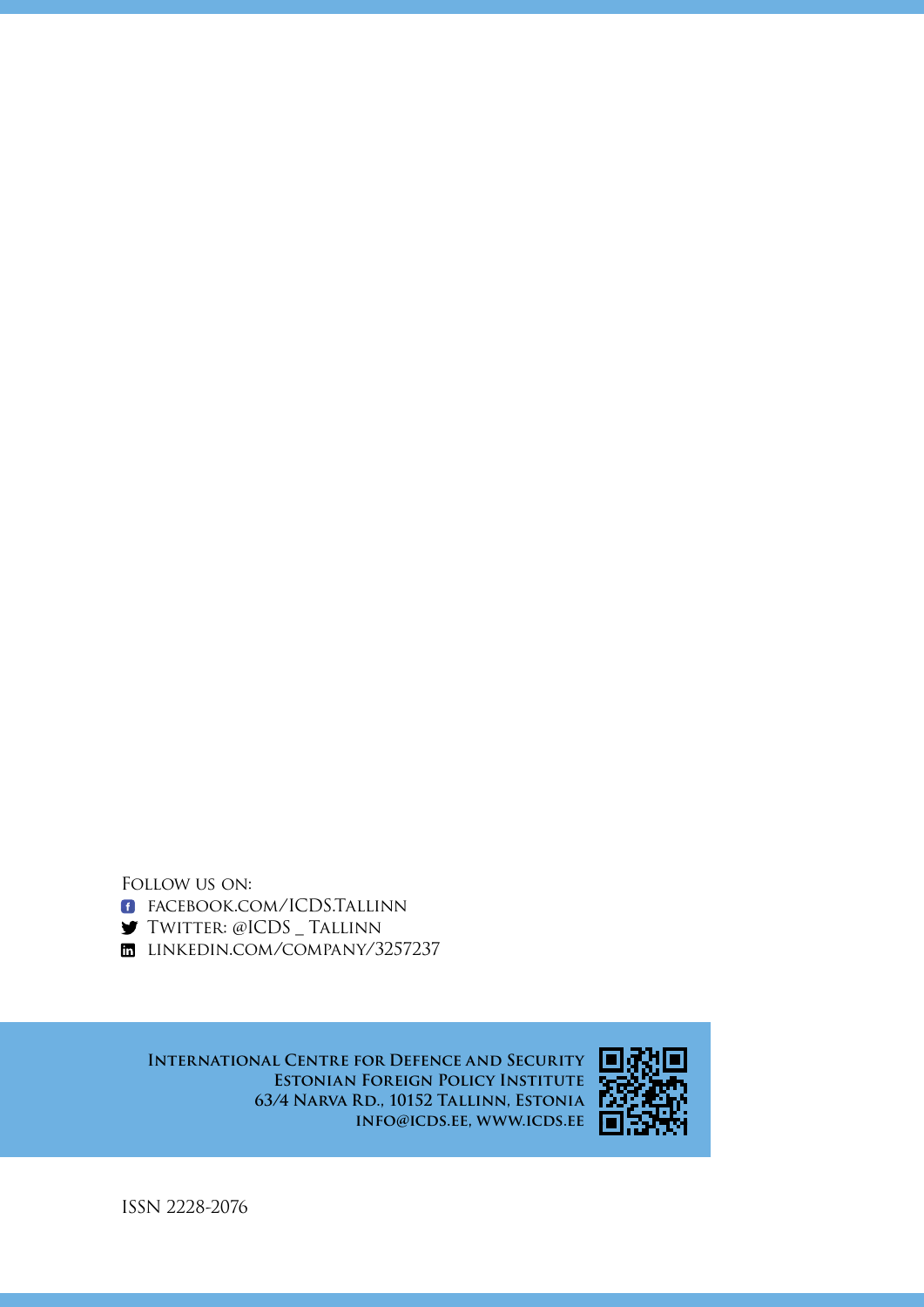Follow us on:

- facebook.com/ICDS.Tallinn
- Twitter: @ICDS _ Tallinn
- linkedin.com/company/3257237

**International Centre for Defence and Security**
**Estonian Foreign Policy Institute**
**63/4 Narva Rd., 10152 Tallinn, Estonia**
**info@icds.ee, www.icds.ee**

ISSN 2228-2076